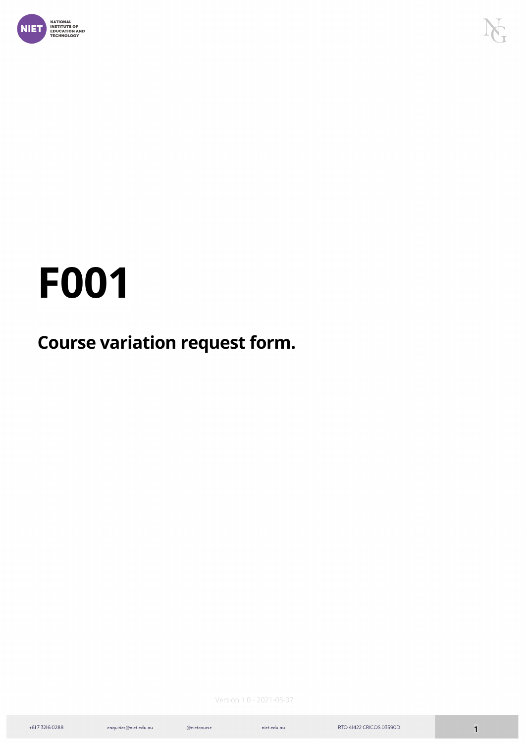# F001

## Course variation request form.

Version 1.0 - 2021-05-07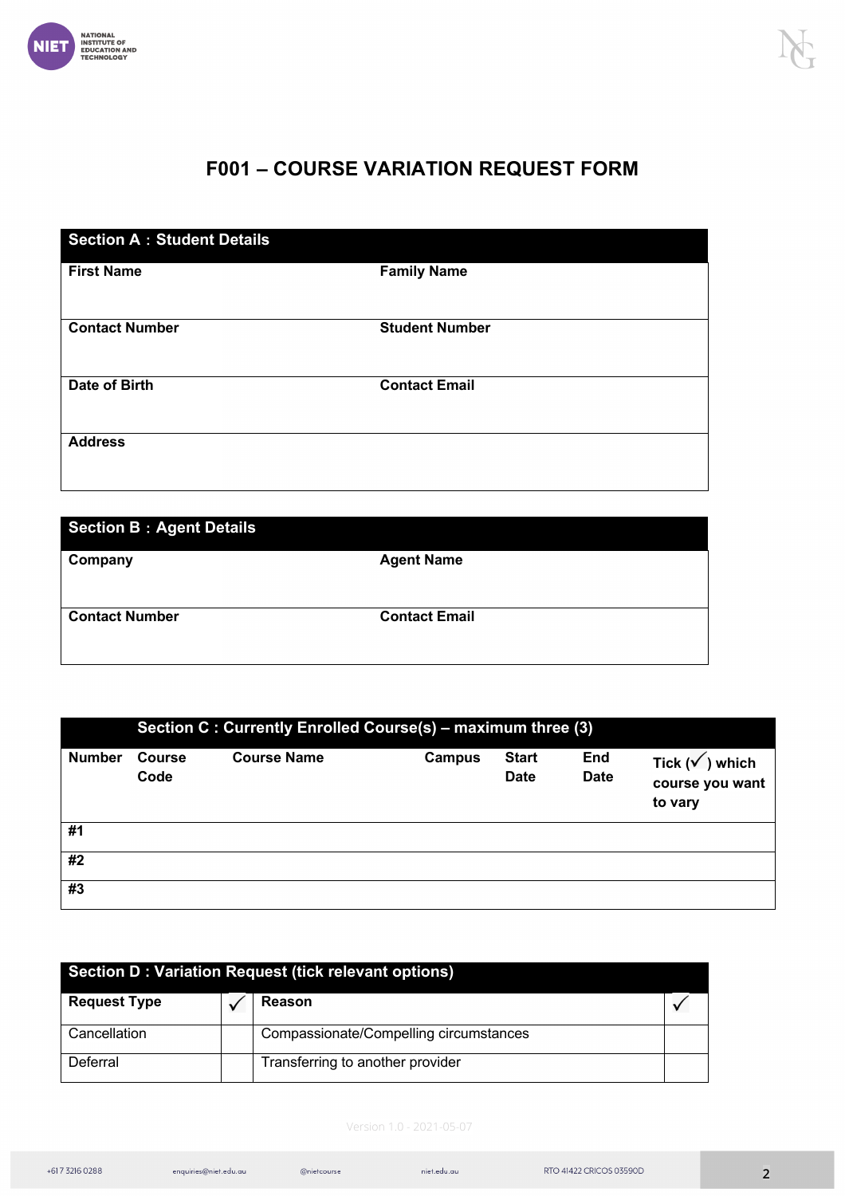# F001 – COURSE VARIATION REQUEST FORM

| Section A : Student Details | |
|---|---|
| **First Name** | **Family Name** |
| **Contact Number** | **Student Number** |
| **Date of Birth** | **Contact Email** |
| **Address** | |

| Section B : Agent Details | |
|---|---|
| **Company** | **Agent Name** |
| **Contact Number** | **Contact Email** |

| Section C : Currently Enrolled Course(s) – maximum three (3) | | | | | | |
|---|---|---|---|---|---|---|
| **Number** | **Course Code** | **Course Name** | **Campus** | **Start Date** | **End Date** | **Tick (✓) which course you want to vary** |
| **#1** | | | | | | |
| **#2** | | | | | | |
| **#3** | | | | | | |

| Section D : Variation Request (tick relevant options) | | | |
|---|---|---|---|
| **Request Type** | ✓ | **Reason** | ✓ |
| Cancellation | | Compassionate/Compelling circumstances | |
| Deferral | | Transferring to another provider | |

Version 1.0 - 2021-05-07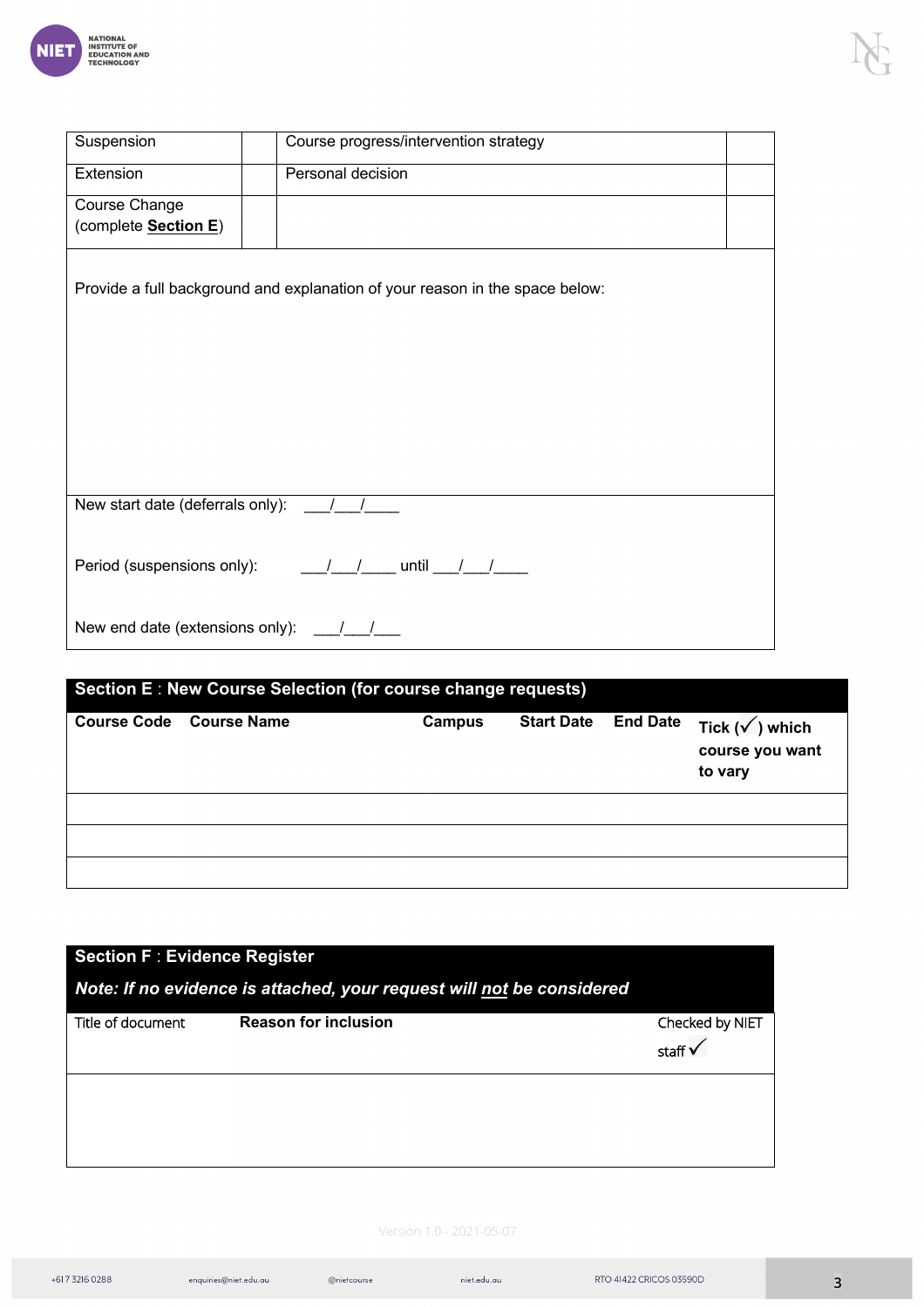| Suspension | | Course progress/intervention strategy | |
|---|---|---|---|
| Extension | | Personal decision | |
| Course Change (complete **Section E**) | | | |

Provide a full background and explanation of your reason in the space below:

New start date (deferrals only): ___/___/____

Period (suspensions only): ___/___/____ until ___/___/____

New end date (extensions only): ___/___/___

## Section E : New Course Selection (for course change requests)

| Course Code | Course Name | Campus | Start Date | End Date | Tick (✓) which course you want to vary |
|---|---|---|---|---|---|
| | | | | | |
| | | | | | |
| | | | | | |

## Section F : Evidence Register

***Note: If no evidence is attached, your request will not be considered***

| Title of document | Reason for inclusion | Checked by NIET staff ✓ |
|---|---|---|
| | | |

Version 1.0 - 2021-05-07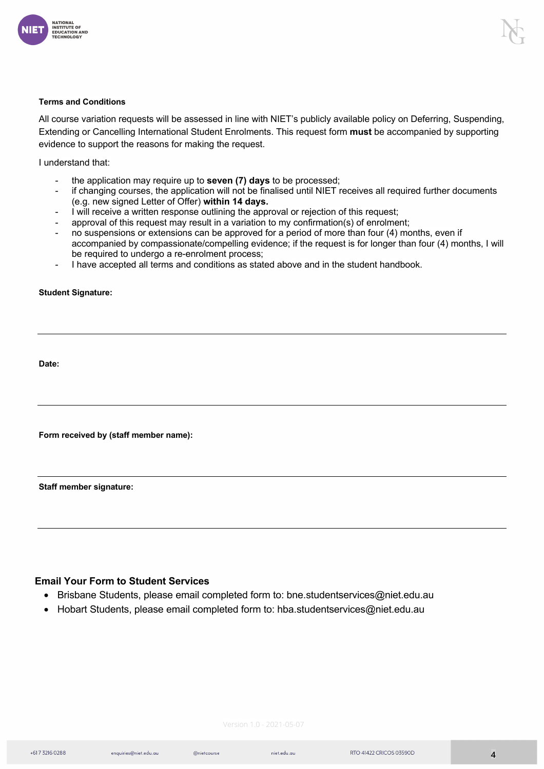**Terms and Conditions**

All course variation requests will be assessed in line with NIET's publicly available policy on Deferring, Suspending, Extending or Cancelling International Student Enrolments. This request form **must** be accompanied by supporting evidence to support the reasons for making the request.

I understand that:

- the application may require up to **seven (7) days** to be processed;
- if changing courses, the application will not be finalised until NIET receives all required further documents (e.g. new signed Letter of Offer) **within 14 days.**
- I will receive a written response outlining the approval or rejection of this request;
- approval of this request may result in a variation to my confirmation(s) of enrolment;
- no suspensions or extensions can be approved for a period of more than four (4) months, even if accompanied by compassionate/compelling evidence; if the request is for longer than four (4) months, I will be required to undergo a re-enrolment process;
- I have accepted all terms and conditions as stated above and in the student handbook.

**Student Signature:**

---

**Date:**

---

**Form received by (staff member name):**

---

**Staff member signature:**

---

### Email Your Form to Student Services

- Brisbane Students, please email completed form to: bne.studentservices@niet.edu.au
- Hobart Students, please email completed form to: hba.studentservices@niet.edu.au